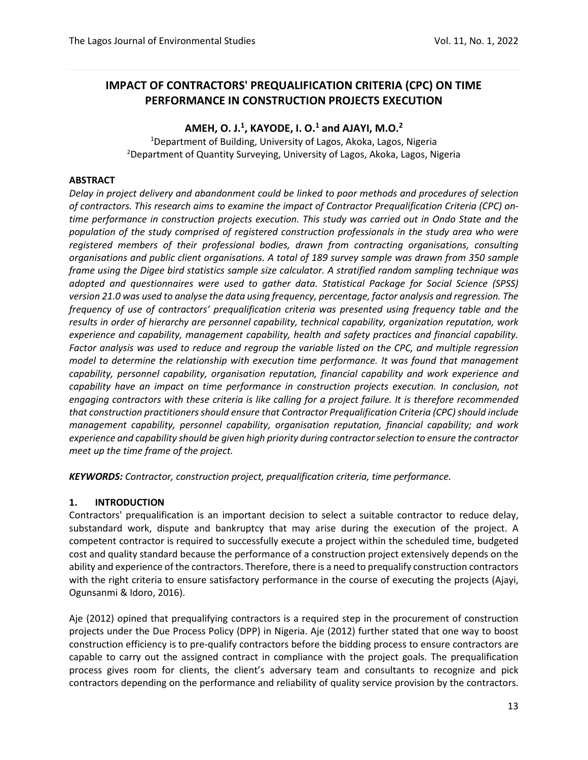# IMPACT OF CONTRACTORS' PREQUALIFICATION CRITERIA (CPC) ON TIME PERFORMANCE IN CONSTRUCTION PROJECTS EXECUTION

**AMEH, O. J.[1], KAYODE, I. O.[1] and AJAYI, M.O.[2]**

[1]Department of Building, University of Lagos, Akoka, Lagos, Nigeria
[2]Department of Quantity Surveying, University of Lagos, Akoka, Lagos, Nigeria

## ABSTRACT

*Delay in project delivery and abandonment could be linked to poor methods and procedures of selection of contractors. This research aims to examine the impact of Contractor Prequalification Criteria (CPC) on-time performance in construction projects execution. This study was carried out in Ondo State and the population of the study comprised of registered construction professionals in the study area who were registered members of their professional bodies, drawn from contracting organisations, consulting organisations and public client organisations. A total of 189 survey sample was drawn from 350 sample frame using the Digee bird statistics sample size calculator. A stratified random sampling technique was adopted and questionnaires were used to gather data. Statistical Package for Social Science (SPSS) version 21.0 was used to analyse the data using frequency, percentage, factor analysis and regression. The frequency of use of contractors' prequalification criteria was presented using frequency table and the results in order of hierarchy are personnel capability, technical capability, organization reputation, work experience and capability, management capability, health and safety practices and financial capability. Factor analysis was used to reduce and regroup the variable listed on the CPC, and multiple regression model to determine the relationship with execution time performance. It was found that management capability, personnel capability, organisation reputation, financial capability and work experience and capability have an impact on time performance in construction projects execution. In conclusion, not engaging contractors with these criteria is like calling for a project failure. It is therefore recommended that construction practitioners should ensure that Contractor Prequalification Criteria (CPC) should include management capability, personnel capability, organisation reputation, financial capability; and work experience and capability should be given high priority during contractor selection to ensure the contractor meet up the time frame of the project.*

***KEYWORDS:*** *Contractor, construction project, prequalification criteria, time performance.*

## 1. INTRODUCTION

Contractors' prequalification is an important decision to select a suitable contractor to reduce delay, substandard work, dispute and bankruptcy that may arise during the execution of the project. A competent contractor is required to successfully execute a project within the scheduled time, budgeted cost and quality standard because the performance of a construction project extensively depends on the ability and experience of the contractors. Therefore, there is a need to prequalify construction contractors with the right criteria to ensure satisfactory performance in the course of executing the projects (Ajayi, Ogunsanmi & Idoro, 2016).

Aje (2012) opined that prequalifying contractors is a required step in the procurement of construction projects under the Due Process Policy (DPP) in Nigeria. Aje (2012) further stated that one way to boost construction efficiency is to pre-qualify contractors before the bidding process to ensure contractors are capable to carry out the assigned contract in compliance with the project goals. The prequalification process gives room for clients, the client's adversary team and consultants to recognize and pick contractors depending on the performance and reliability of quality service provision by the contractors.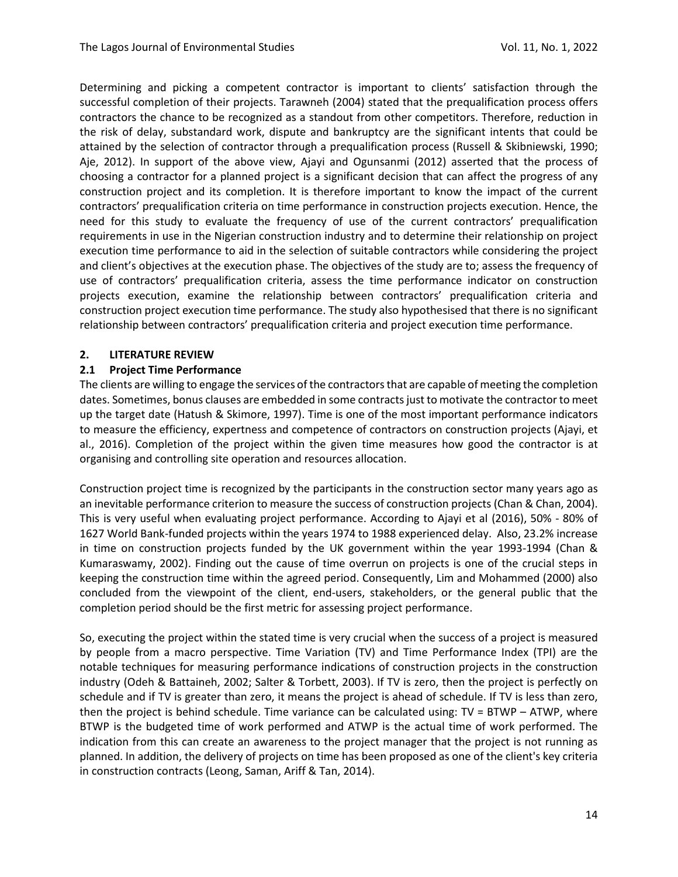Determining and picking a competent contractor is important to clients' satisfaction through the successful completion of their projects. Tarawneh (2004) stated that the prequalification process offers contractors the chance to be recognized as a standout from other competitors. Therefore, reduction in the risk of delay, substandard work, dispute and bankruptcy are the significant intents that could be attained by the selection of contractor through a prequalification process (Russell & Skibniewski, 1990; Aje, 2012). In support of the above view, Ajayi and Ogunsanmi (2012) asserted that the process of choosing a contractor for a planned project is a significant decision that can affect the progress of any construction project and its completion. It is therefore important to know the impact of the current contractors' prequalification criteria on time performance in construction projects execution. Hence, the need for this study to evaluate the frequency of use of the current contractors' prequalification requirements in use in the Nigerian construction industry and to determine their relationship on project execution time performance to aid in the selection of suitable contractors while considering the project and client's objectives at the execution phase. The objectives of the study are to; assess the frequency of use of contractors' prequalification criteria, assess the time performance indicator on construction projects execution, examine the relationship between contractors' prequalification criteria and construction project execution time performance. The study also hypothesised that there is no significant relationship between contractors' prequalification criteria and project execution time performance.

## 2. LITERATURE REVIEW

### 2.1 Project Time Performance

The clients are willing to engage the services of the contractors that are capable of meeting the completion dates. Sometimes, bonus clauses are embedded in some contracts just to motivate the contractor to meet up the target date (Hatush & Skimore, 1997). Time is one of the most important performance indicators to measure the efficiency, expertness and competence of contractors on construction projects (Ajayi, et al., 2016). Completion of the project within the given time measures how good the contractor is at organising and controlling site operation and resources allocation.

Construction project time is recognized by the participants in the construction sector many years ago as an inevitable performance criterion to measure the success of construction projects (Chan & Chan, 2004). This is very useful when evaluating project performance. According to Ajayi et al (2016), 50% - 80% of 1627 World Bank-funded projects within the years 1974 to 1988 experienced delay. Also, 23.2% increase in time on construction projects funded by the UK government within the year 1993-1994 (Chan & Kumaraswamy, 2002). Finding out the cause of time overrun on projects is one of the crucial steps in keeping the construction time within the agreed period. Consequently, Lim and Mohammed (2000) also concluded from the viewpoint of the client, end-users, stakeholders, or the general public that the completion period should be the first metric for assessing project performance.

So, executing the project within the stated time is very crucial when the success of a project is measured by people from a macro perspective. Time Variation (TV) and Time Performance Index (TPI) are the notable techniques for measuring performance indications of construction projects in the construction industry (Odeh & Battaineh, 2002; Salter & Torbett, 2003). If TV is zero, then the project is perfectly on schedule and if TV is greater than zero, it means the project is ahead of schedule. If TV is less than zero, then the project is behind schedule. Time variance can be calculated using: $TV = BTWP - ATWP$, where BTWP is the budgeted time of work performed and ATWP is the actual time of work performed. The indication from this can create an awareness to the project manager that the project is not running as planned. In addition, the delivery of projects on time has been proposed as one of the client's key criteria in construction contracts (Leong, Saman, Ariff & Tan, 2014).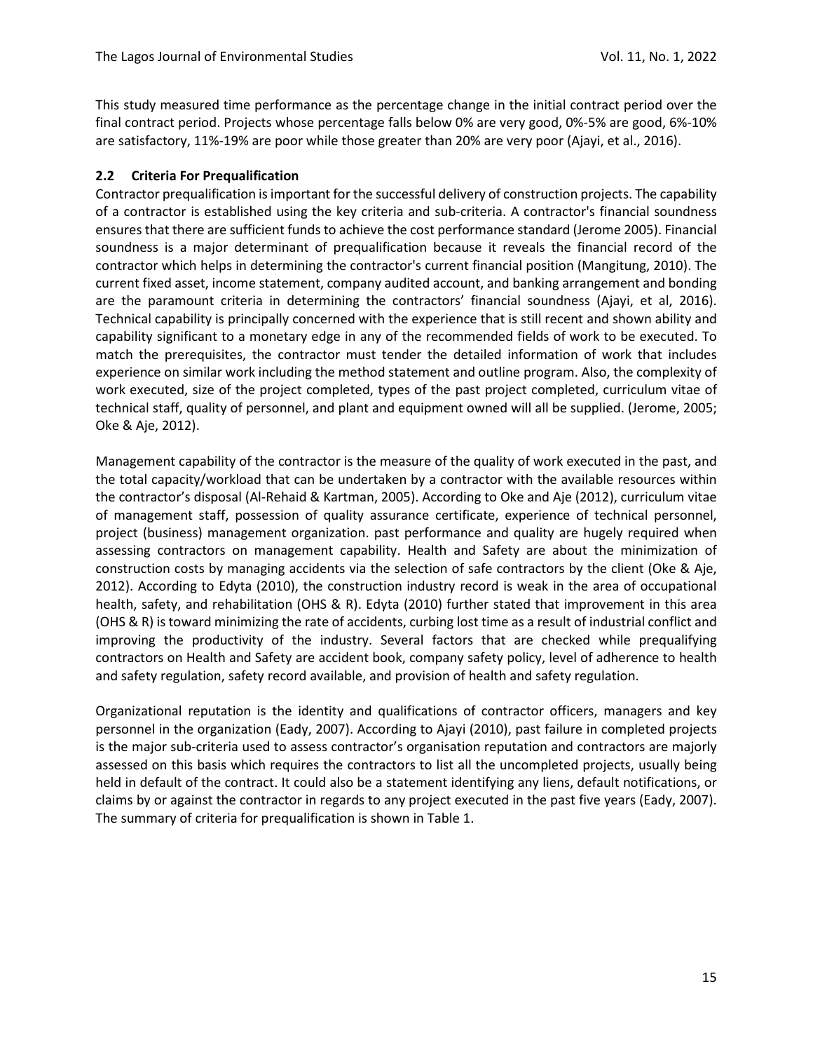This study measured time performance as the percentage change in the initial contract period over the final contract period. Projects whose percentage falls below 0% are very good, 0%-5% are good, 6%-10% are satisfactory, 11%-19% are poor while those greater than 20% are very poor (Ajayi, et al., 2016).

## 2.2 Criteria For Prequalification

Contractor prequalification is important for the successful delivery of construction projects. The capability of a contractor is established using the key criteria and sub-criteria. A contractor's financial soundness ensures that there are sufficient funds to achieve the cost performance standard (Jerome 2005). Financial soundness is a major determinant of prequalification because it reveals the financial record of the contractor which helps in determining the contractor's current financial position (Mangitung, 2010). The current fixed asset, income statement, company audited account, and banking arrangement and bonding are the paramount criteria in determining the contractors' financial soundness (Ajayi, et al, 2016). Technical capability is principally concerned with the experience that is still recent and shown ability and capability significant to a monetary edge in any of the recommended fields of work to be executed. To match the prerequisites, the contractor must tender the detailed information of work that includes experience on similar work including the method statement and outline program. Also, the complexity of work executed, size of the project completed, types of the past project completed, curriculum vitae of technical staff, quality of personnel, and plant and equipment owned will all be supplied. (Jerome, 2005; Oke & Aje, 2012).

Management capability of the contractor is the measure of the quality of work executed in the past, and the total capacity/workload that can be undertaken by a contractor with the available resources within the contractor's disposal (Al-Rehaid & Kartman, 2005). According to Oke and Aje (2012), curriculum vitae of management staff, possession of quality assurance certificate, experience of technical personnel, project (business) management organization. past performance and quality are hugely required when assessing contractors on management capability. Health and Safety are about the minimization of construction costs by managing accidents via the selection of safe contractors by the client (Oke & Aje, 2012). According to Edyta (2010), the construction industry record is weak in the area of occupational health, safety, and rehabilitation (OHS & R). Edyta (2010) further stated that improvement in this area (OHS & R) is toward minimizing the rate of accidents, curbing lost time as a result of industrial conflict and improving the productivity of the industry. Several factors that are checked while prequalifying contractors on Health and Safety are accident book, company safety policy, level of adherence to health and safety regulation, safety record available, and provision of health and safety regulation.

Organizational reputation is the identity and qualifications of contractor officers, managers and key personnel in the organization (Eady, 2007). According to Ajayi (2010), past failure in completed projects is the major sub-criteria used to assess contractor's organisation reputation and contractors are majorly assessed on this basis which requires the contractors to list all the uncompleted projects, usually being held in default of the contract. It could also be a statement identifying any liens, default notifications, or claims by or against the contractor in regards to any project executed in the past five years (Eady, 2007). The summary of criteria for prequalification is shown in Table 1.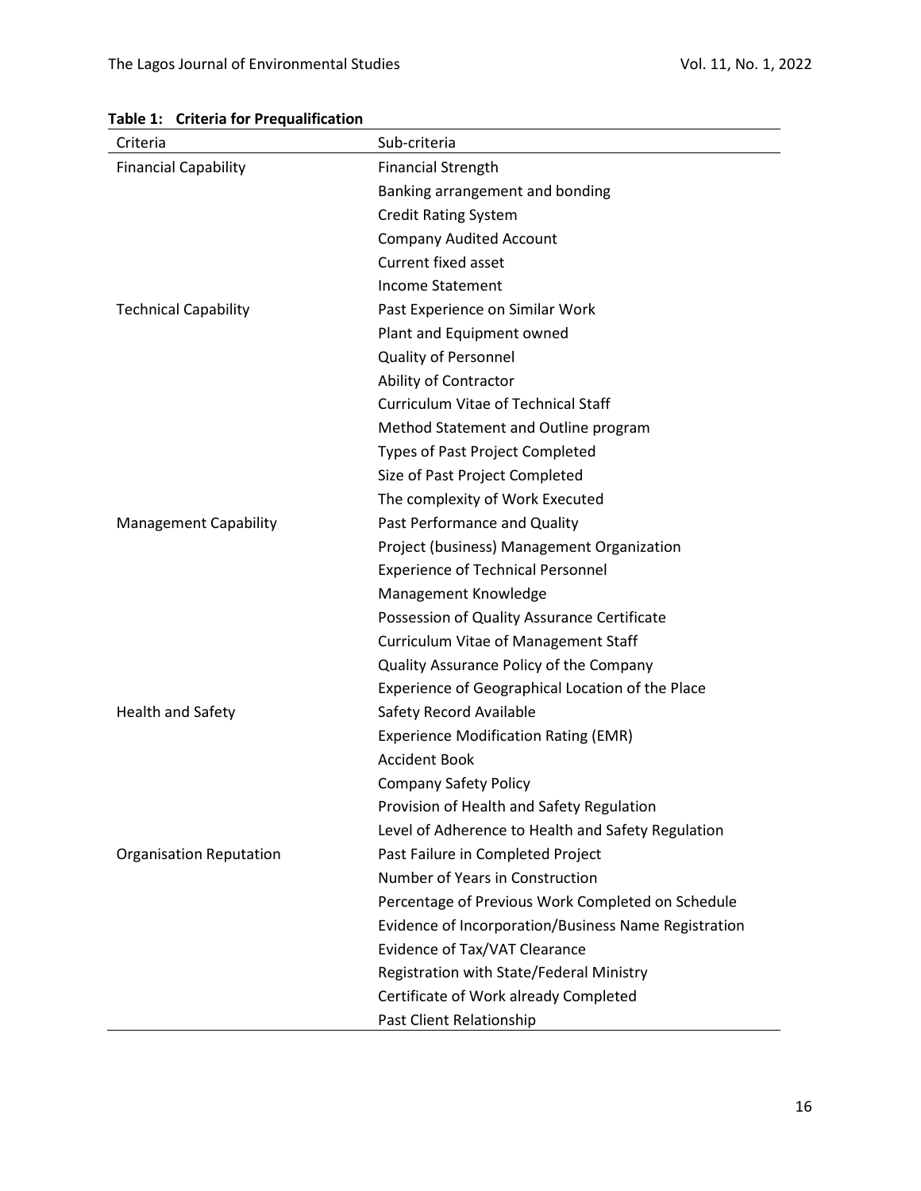**Table 1: Criteria for Prequalification**

| Criteria | Sub-criteria |
|---|---|
| Financial Capability | Financial Strength |
| | Banking arrangement and bonding |
| | Credit Rating System |
| | Company Audited Account |
| | Current fixed asset |
| | Income Statement |
| Technical Capability | Past Experience on Similar Work |
| | Plant and Equipment owned |
| | Quality of Personnel |
| | Ability of Contractor |
| | Curriculum Vitae of Technical Staff |
| | Method Statement and Outline program |
| | Types of Past Project Completed |
| | Size of Past Project Completed |
| | The complexity of Work Executed |
| Management Capability | Past Performance and Quality |
| | Project (business) Management Organization |
| | Experience of Technical Personnel |
| | Management Knowledge |
| | Possession of Quality Assurance Certificate |
| | Curriculum Vitae of Management Staff |
| | Quality Assurance Policy of the Company |
| | Experience of Geographical Location of the Place |
| Health and Safety | Safety Record Available |
| | Experience Modification Rating (EMR) |
| | Accident Book |
| | Company Safety Policy |
| | Provision of Health and Safety Regulation |
| | Level of Adherence to Health and Safety Regulation |
| Organisation Reputation | Past Failure in Completed Project |
| | Number of Years in Construction |
| | Percentage of Previous Work Completed on Schedule |
| | Evidence of Incorporation/Business Name Registration |
| | Evidence of Tax/VAT Clearance |
| | Registration with State/Federal Ministry |
| | Certificate of Work already Completed |
| | Past Client Relationship |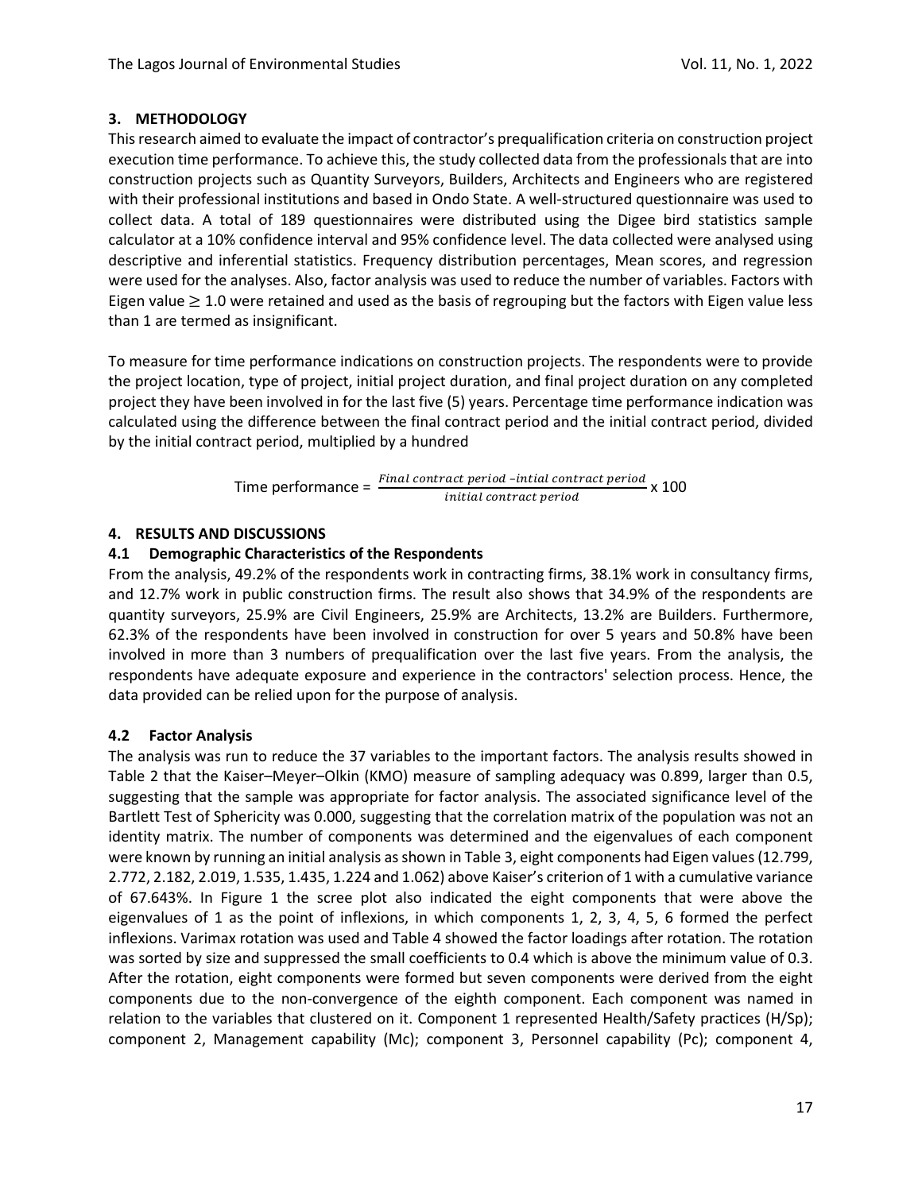## 3. METHODOLOGY

This research aimed to evaluate the impact of contractor's prequalification criteria on construction project execution time performance. To achieve this, the study collected data from the professionals that are into construction projects such as Quantity Surveyors, Builders, Architects and Engineers who are registered with their professional institutions and based in Ondo State. A well-structured questionnaire was used to collect data. A total of 189 questionnaires were distributed using the Digee bird statistics sample calculator at a 10% confidence interval and 95% confidence level. The data collected were analysed using descriptive and inferential statistics. Frequency distribution percentages, Mean scores, and regression were used for the analyses. Also, factor analysis was used to reduce the number of variables. Factors with Eigen value $\geq$ 1.0 were retained and used as the basis of regrouping but the factors with Eigen value less than 1 are termed as insignificant.

To measure for time performance indications on construction projects. The respondents were to provide the project location, type of project, initial project duration, and final project duration on any completed project they have been involved in for the last five (5) years. Percentage time performance indication was calculated using the difference between the final contract period and the initial contract period, divided by the initial contract period, multiplied by a hundred

$$\text{Time performance} = \frac{\textit{Final contract period} - \textit{intial contract period}}{\textit{initial contract period}} \times 100$$

## 4. RESULTS AND DISCUSSIONS

### 4.1 Demographic Characteristics of the Respondents

From the analysis, 49.2% of the respondents work in contracting firms, 38.1% work in consultancy firms, and 12.7% work in public construction firms. The result also shows that 34.9% of the respondents are quantity surveyors, 25.9% are Civil Engineers, 25.9% are Architects, 13.2% are Builders. Furthermore, 62.3% of the respondents have been involved in construction for over 5 years and 50.8% have been involved in more than 3 numbers of prequalification over the last five years. From the analysis, the respondents have adequate exposure and experience in the contractors' selection process. Hence, the data provided can be relied upon for the purpose of analysis.

### 4.2 Factor Analysis

The analysis was run to reduce the 37 variables to the important factors. The analysis results showed in Table 2 that the Kaiser–Meyer–Olkin (KMO) measure of sampling adequacy was 0.899, larger than 0.5, suggesting that the sample was appropriate for factor analysis. The associated significance level of the Bartlett Test of Sphericity was 0.000, suggesting that the correlation matrix of the population was not an identity matrix. The number of components was determined and the eigenvalues of each component were known by running an initial analysis as shown in Table 3, eight components had Eigen values (12.799, 2.772, 2.182, 2.019, 1.535, 1.435, 1.224 and 1.062) above Kaiser's criterion of 1 with a cumulative variance of 67.643%. In Figure 1 the scree plot also indicated the eight components that were above the eigenvalues of 1 as the point of inflexions, in which components 1, 2, 3, 4, 5, 6 formed the perfect inflexions. Varimax rotation was used and Table 4 showed the factor loadings after rotation. The rotation was sorted by size and suppressed the small coefficients to 0.4 which is above the minimum value of 0.3. After the rotation, eight components were formed but seven components were derived from the eight components due to the non-convergence of the eighth component. Each component was named in relation to the variables that clustered on it. Component 1 represented Health/Safety practices (H/Sp); component 2, Management capability (Mc); component 3, Personnel capability (Pc); component 4,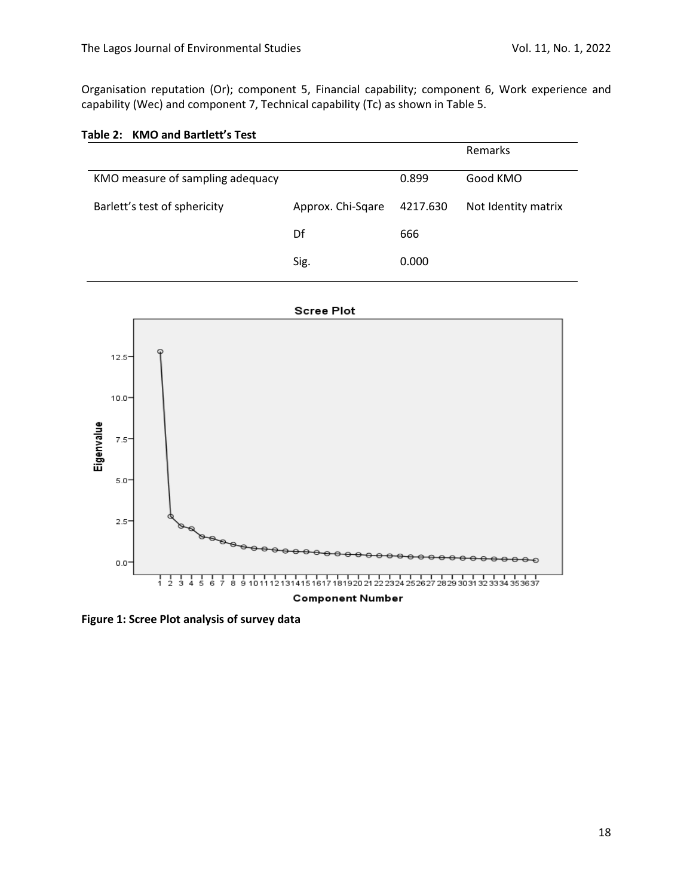Organisation reputation (Or); component 5, Financial capability; component 6, Work experience and capability (Wec) and component 7, Technical capability (Tc) as shown in Table 5.

**Table 2: KMO and Bartlett's Test**

| | | | Remarks |
|---|---|---|---|
| KMO measure of sampling adequacy | | 0.899 | Good KMO |
| Barlett's test of sphericity | Approx. Chi-Sqare | 4217.630 | Not Identity matrix |
| | Df | 666 | |
| | Sig. | 0.000 | |

Scree Plot

Eigenvalue

12.5
10.0
7.5
5.0
2.5
0.0

Component Number

1 2 3 4 5 6 7 8 9 10 11 12 13 14 15 16 17 18 19 20 21 22 23 24 25 26 27 28 29 30 31 32 33 34 35 36 37

**Figure 1: Scree Plot analysis of survey data**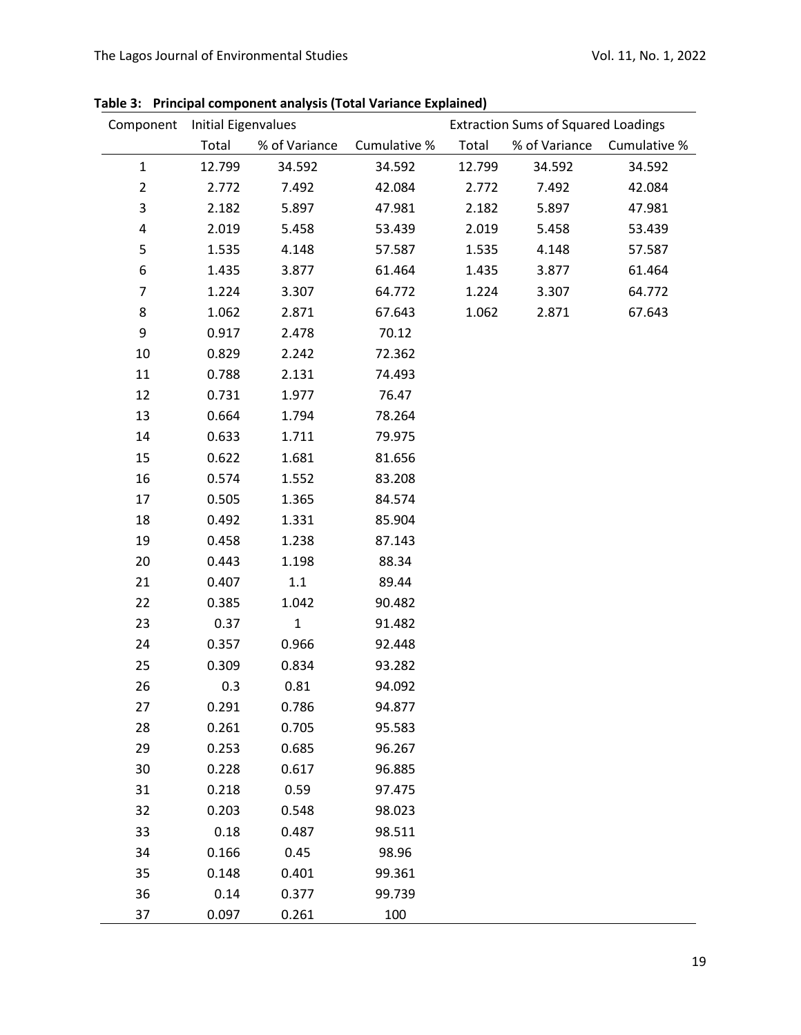**Table 3: Principal component analysis (Total Variance Explained)**

| Component | Initial Eigenvalues | | | Extraction Sums of Squared Loadings | | |
|---|---|---|---|---|---|---|
| | Total | % of Variance | Cumulative % | Total | % of Variance | Cumulative % |
| 1 | 12.799 | 34.592 | 34.592 | 12.799 | 34.592 | 34.592 |
| 2 | 2.772 | 7.492 | 42.084 | 2.772 | 7.492 | 42.084 |
| 3 | 2.182 | 5.897 | 47.981 | 2.182 | 5.897 | 47.981 |
| 4 | 2.019 | 5.458 | 53.439 | 2.019 | 5.458 | 53.439 |
| 5 | 1.535 | 4.148 | 57.587 | 1.535 | 4.148 | 57.587 |
| 6 | 1.435 | 3.877 | 61.464 | 1.435 | 3.877 | 61.464 |
| 7 | 1.224 | 3.307 | 64.772 | 1.224 | 3.307 | 64.772 |
| 8 | 1.062 | 2.871 | 67.643 | 1.062 | 2.871 | 67.643 |
| 9 | 0.917 | 2.478 | 70.12 | | | |
| 10 | 0.829 | 2.242 | 72.362 | | | |
| 11 | 0.788 | 2.131 | 74.493 | | | |
| 12 | 0.731 | 1.977 | 76.47 | | | |
| 13 | 0.664 | 1.794 | 78.264 | | | |
| 14 | 0.633 | 1.711 | 79.975 | | | |
| 15 | 0.622 | 1.681 | 81.656 | | | |
| 16 | 0.574 | 1.552 | 83.208 | | | |
| 17 | 0.505 | 1.365 | 84.574 | | | |
| 18 | 0.492 | 1.331 | 85.904 | | | |
| 19 | 0.458 | 1.238 | 87.143 | | | |
| 20 | 0.443 | 1.198 | 88.34 | | | |
| 21 | 0.407 | 1.1 | 89.44 | | | |
| 22 | 0.385 | 1.042 | 90.482 | | | |
| 23 | 0.37 | 1 | 91.482 | | | |
| 24 | 0.357 | 0.966 | 92.448 | | | |
| 25 | 0.309 | 0.834 | 93.282 | | | |
| 26 | 0.3 | 0.81 | 94.092 | | | |
| 27 | 0.291 | 0.786 | 94.877 | | | |
| 28 | 0.261 | 0.705 | 95.583 | | | |
| 29 | 0.253 | 0.685 | 96.267 | | | |
| 30 | 0.228 | 0.617 | 96.885 | | | |
| 31 | 0.218 | 0.59 | 97.475 | | | |
| 32 | 0.203 | 0.548 | 98.023 | | | |
| 33 | 0.18 | 0.487 | 98.511 | | | |
| 34 | 0.166 | 0.45 | 98.96 | | | |
| 35 | 0.148 | 0.401 | 99.361 | | | |
| 36 | 0.14 | 0.377 | 99.739 | | | |
| 37 | 0.097 | 0.261 | 100 | | | |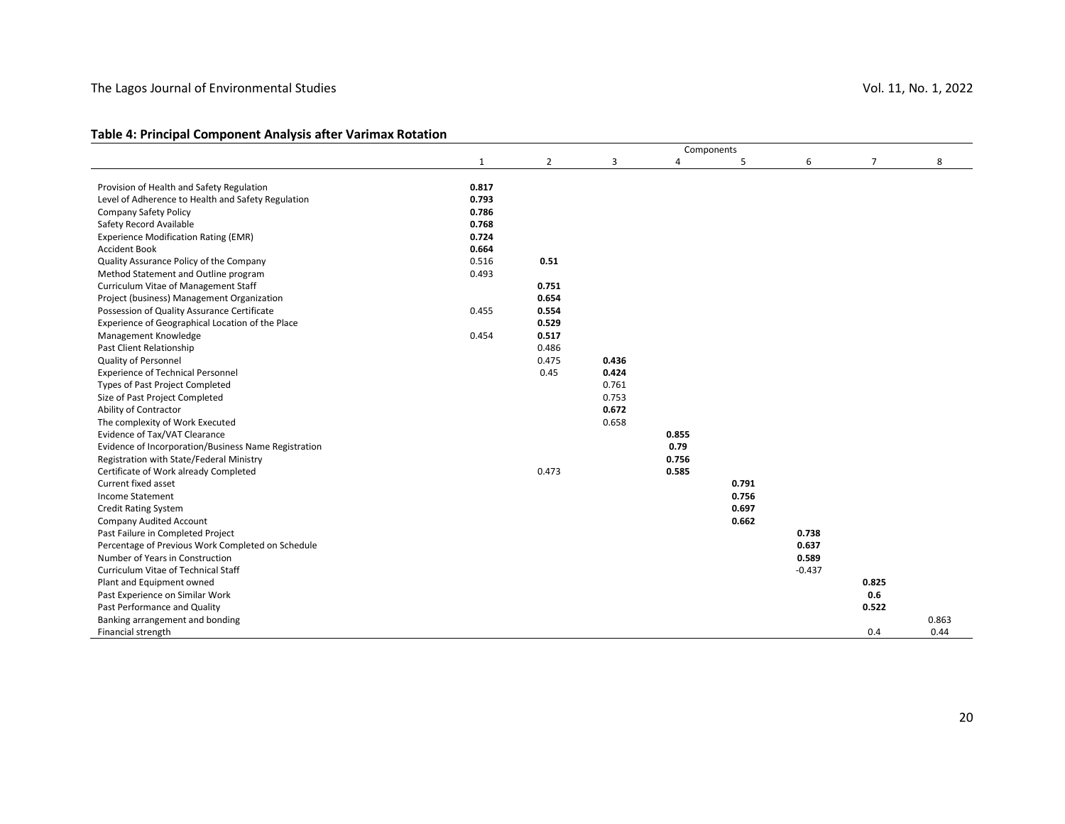**Table 4: Principal Component Analysis after Varimax Rotation**

| | Components | | | | | | | |
|---|---|---|---|---|---|---|---|---|
| | 1 | 2 | 3 | 4 | 5 | 6 | 7 | 8 |
| Provision of Health and Safety Regulation | **0.817** | | | | | | | |
| Level of Adherence to Health and Safety Regulation | **0.793** | | | | | | | |
| Company Safety Policy | **0.786** | | | | | | | |
| Safety Record Available | **0.768** | | | | | | | |
| Experience Modification Rating (EMR) | **0.724** | | | | | | | |
| Accident Book | **0.664** | | | | | | | |
| Quality Assurance Policy of the Company | 0.516 | **0.51** | | | | | | |
| Method Statement and Outline program | 0.493 | | | | | | | |
| Curriculum Vitae of Management Staff | | **0.751** | | | | | | |
| Project (business) Management Organization | | **0.654** | | | | | | |
| Possession of Quality Assurance Certificate | 0.455 | **0.554** | | | | | | |
| Experience of Geographical Location of the Place | | **0.529** | | | | | | |
| Management Knowledge | 0.454 | **0.517** | | | | | | |
| Past Client Relationship | | 0.486 | | | | | | |
| Quality of Personnel | | 0.475 | **0.436** | | | | | |
| Experience of Technical Personnel | | 0.45 | **0.424** | | | | | |
| Types of Past Project Completed | | | 0.761 | | | | | |
| Size of Past Project Completed | | | 0.753 | | | | | |
| Ability of Contractor | | | **0.672** | | | | | |
| The complexity of Work Executed | | | 0.658 | | | | | |
| Evidence of Tax/VAT Clearance | | | | **0.855** | | | | |
| Evidence of Incorporation/Business Name Registration | | | | **0.79** | | | | |
| Registration with State/Federal Ministry | | | | **0.756** | | | | |
| Certificate of Work already Completed | | 0.473 | | **0.585** | | | | |
| Current fixed asset | | | | | **0.791** | | | |
| Income Statement | | | | | **0.756** | | | |
| Credit Rating System | | | | | **0.697** | | | |
| Company Audited Account | | | | | **0.662** | | | |
| Past Failure in Completed Project | | | | | | **0.738** | | |
| Percentage of Previous Work Completed on Schedule | | | | | | **0.637** | | |
| Number of Years in Construction | | | | | | **0.589** | | |
| Curriculum Vitae of Technical Staff | | | | | | -0.437 | | |
| Plant and Equipment owned | | | | | | | **0.825** | |
| Past Experience on Similar Work | | | | | | | **0.6** | |
| Past Performance and Quality | | | | | | | **0.522** | |
| Banking arrangement and bonding | | | | | | | | 0.863 |
| Financial strength | | | | | | | 0.4 | 0.44 |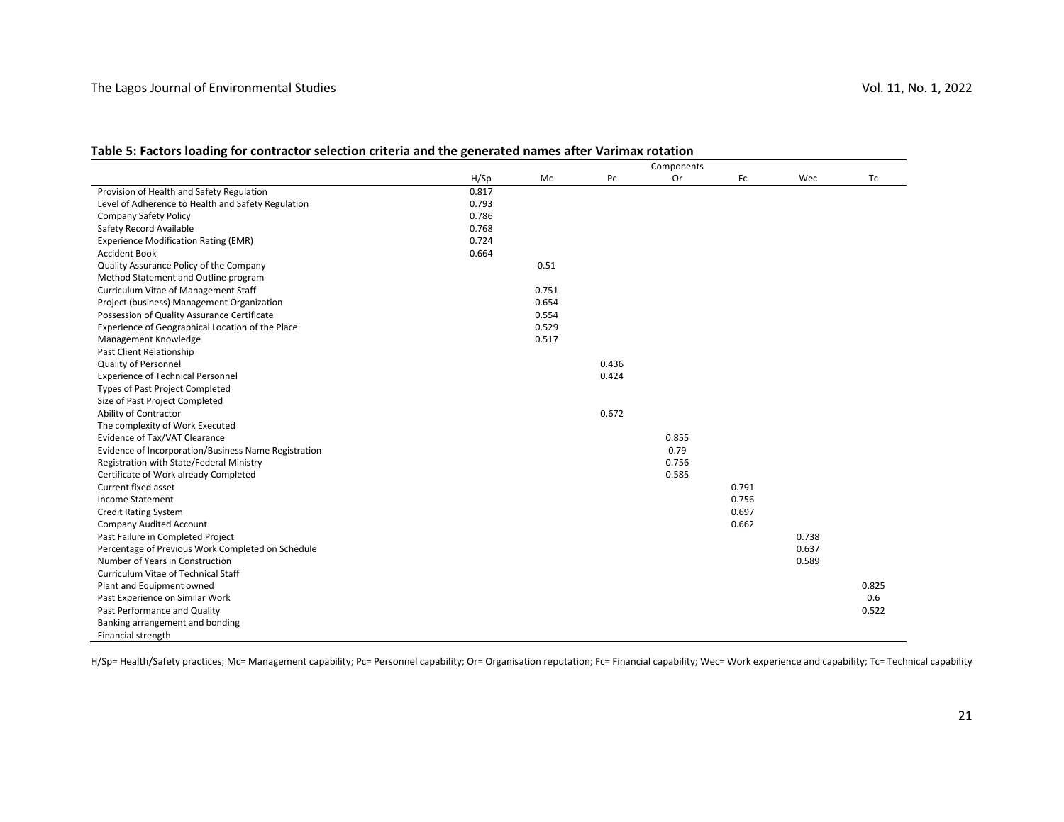**Table 5: Factors loading for contractor selection criteria and the generated names after Varimax rotation**

| | Components | | | | | | |
|---|---|---|---|---|---|---|---|
| | H/Sp | Mc | Pc | Or | Fc | Wec | Tc |
| Provision of Health and Safety Regulation | 0.817 | | | | | | |
| Level of Adherence to Health and Safety Regulation | 0.793 | | | | | | |
| Company Safety Policy | 0.786 | | | | | | |
| Safety Record Available | 0.768 | | | | | | |
| Experience Modification Rating (EMR) | 0.724 | | | | | | |
| Accident Book | 0.664 | | | | | | |
| Quality Assurance Policy of the Company | | 0.51 | | | | | |
| Method Statement and Outline program | | | | | | | |
| Curriculum Vitae of Management Staff | | 0.751 | | | | | |
| Project (business) Management Organization | | 0.654 | | | | | |
| Possession of Quality Assurance Certificate | | 0.554 | | | | | |
| Experience of Geographical Location of the Place | | 0.529 | | | | | |
| Management Knowledge | | 0.517 | | | | | |
| Past Client Relationship | | | | | | | |
| Quality of Personnel | | | 0.436 | | | | |
| Experience of Technical Personnel | | | 0.424 | | | | |
| Types of Past Project Completed | | | | | | | |
| Size of Past Project Completed | | | | | | | |
| Ability of Contractor | | | 0.672 | | | | |
| The complexity of Work Executed | | | | | | | |
| Evidence of Tax/VAT Clearance | | | | 0.855 | | | |
| Evidence of Incorporation/Business Name Registration | | | | 0.79 | | | |
| Registration with State/Federal Ministry | | | | 0.756 | | | |
| Certificate of Work already Completed | | | | 0.585 | | | |
| Current fixed asset | | | | | 0.791 | | |
| Income Statement | | | | | 0.756 | | |
| Credit Rating System | | | | | 0.697 | | |
| Company Audited Account | | | | | 0.662 | | |
| Past Failure in Completed Project | | | | | | 0.738 | |
| Percentage of Previous Work Completed on Schedule | | | | | | 0.637 | |
| Number of Years in Construction | | | | | | 0.589 | |
| Curriculum Vitae of Technical Staff | | | | | | | |
| Plant and Equipment owned | | | | | | | 0.825 |
| Past Experience on Similar Work | | | | | | | 0.6 |
| Past Performance and Quality | | | | | | | 0.522 |
| Banking arrangement and bonding | | | | | | | |
| Financial strength | | | | | | | |

H/Sp= Health/Safety practices; Mc= Management capability; Pc= Personnel capability; Or= Organisation reputation; Fc= Financial capability; Wec= Work experience and capability; Tc= Technical capability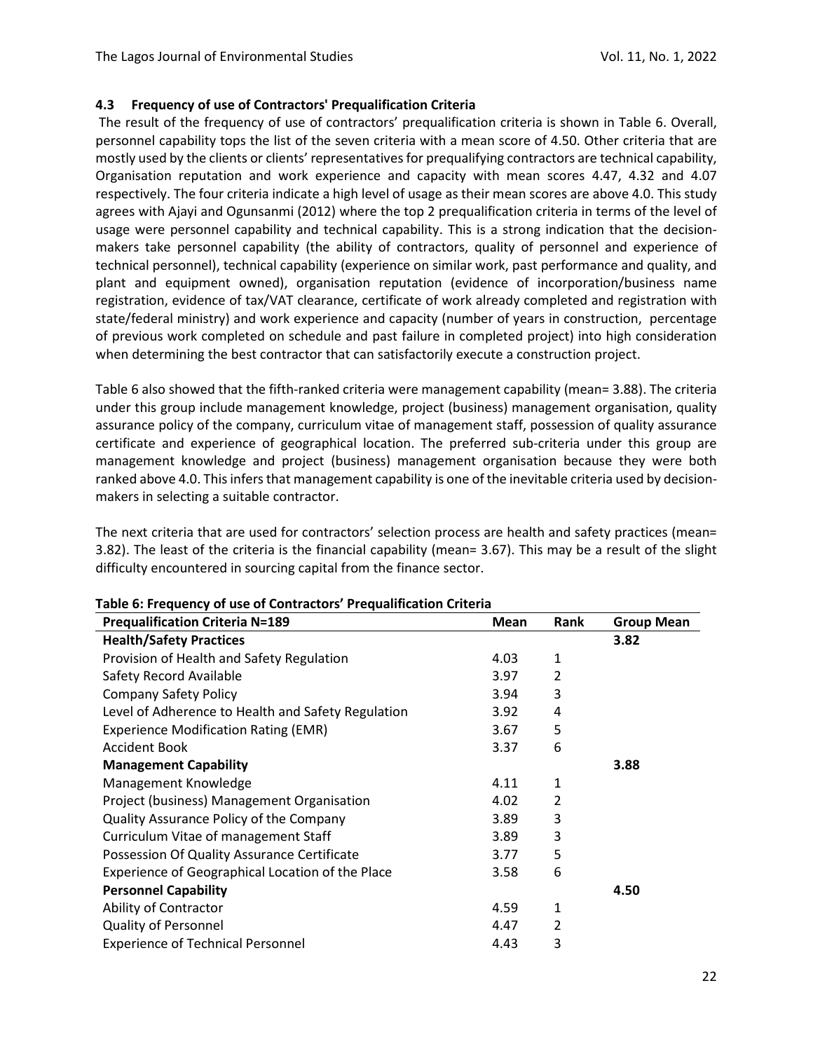### 4.3 Frequency of use of Contractors' Prequalification Criteria

The result of the frequency of use of contractors' prequalification criteria is shown in Table 6. Overall, personnel capability tops the list of the seven criteria with a mean score of 4.50. Other criteria that are mostly used by the clients or clients' representatives for prequalifying contractors are technical capability, Organisation reputation and work experience and capacity with mean scores 4.47, 4.32 and 4.07 respectively. The four criteria indicate a high level of usage as their mean scores are above 4.0. This study agrees with Ajayi and Ogunsanmi (2012) where the top 2 prequalification criteria in terms of the level of usage were personnel capability and technical capability. This is a strong indication that the decision-makers take personnel capability (the ability of contractors, quality of personnel and experience of technical personnel), technical capability (experience on similar work, past performance and quality, and plant and equipment owned), organisation reputation (evidence of incorporation/business name registration, evidence of tax/VAT clearance, certificate of work already completed and registration with state/federal ministry) and work experience and capacity (number of years in construction, percentage of previous work completed on schedule and past failure in completed project) into high consideration when determining the best contractor that can satisfactorily execute a construction project.

Table 6 also showed that the fifth-ranked criteria were management capability (mean= 3.88). The criteria under this group include management knowledge, project (business) management organisation, quality assurance policy of the company, curriculum vitae of management staff, possession of quality assurance certificate and experience of geographical location. The preferred sub-criteria under this group are management knowledge and project (business) management organisation because they were both ranked above 4.0. This infers that management capability is one of the inevitable criteria used by decision-makers in selecting a suitable contractor.

The next criteria that are used for contractors' selection process are health and safety practices (mean= 3.82). The least of the criteria is the financial capability (mean= 3.67). This may be a result of the slight difficulty encountered in sourcing capital from the finance sector.

**Table 6: Frequency of use of Contractors' Prequalification Criteria**

| Prequalification Criteria N=189 | Mean | Rank | Group Mean |
|---|---|---|---|
| **Health/Safety Practices** | | | **3.82** |
| Provision of Health and Safety Regulation | 4.03 | 1 | |
| Safety Record Available | 3.97 | 2 | |
| Company Safety Policy | 3.94 | 3 | |
| Level of Adherence to Health and Safety Regulation | 3.92 | 4 | |
| Experience Modification Rating (EMR) | 3.67 | 5 | |
| Accident Book | 3.37 | 6 | |
| **Management Capability** | | | **3.88** |
| Management Knowledge | 4.11 | 1 | |
| Project (business) Management Organisation | 4.02 | 2 | |
| Quality Assurance Policy of the Company | 3.89 | 3 | |
| Curriculum Vitae of management Staff | 3.89 | 3 | |
| Possession Of Quality Assurance Certificate | 3.77 | 5 | |
| Experience of Geographical Location of the Place | 3.58 | 6 | |
| **Personnel Capability** | | | **4.50** |
| Ability of Contractor | 4.59 | 1 | |
| Quality of Personnel | 4.47 | 2 | |
| Experience of Technical Personnel | 4.43 | 3 | |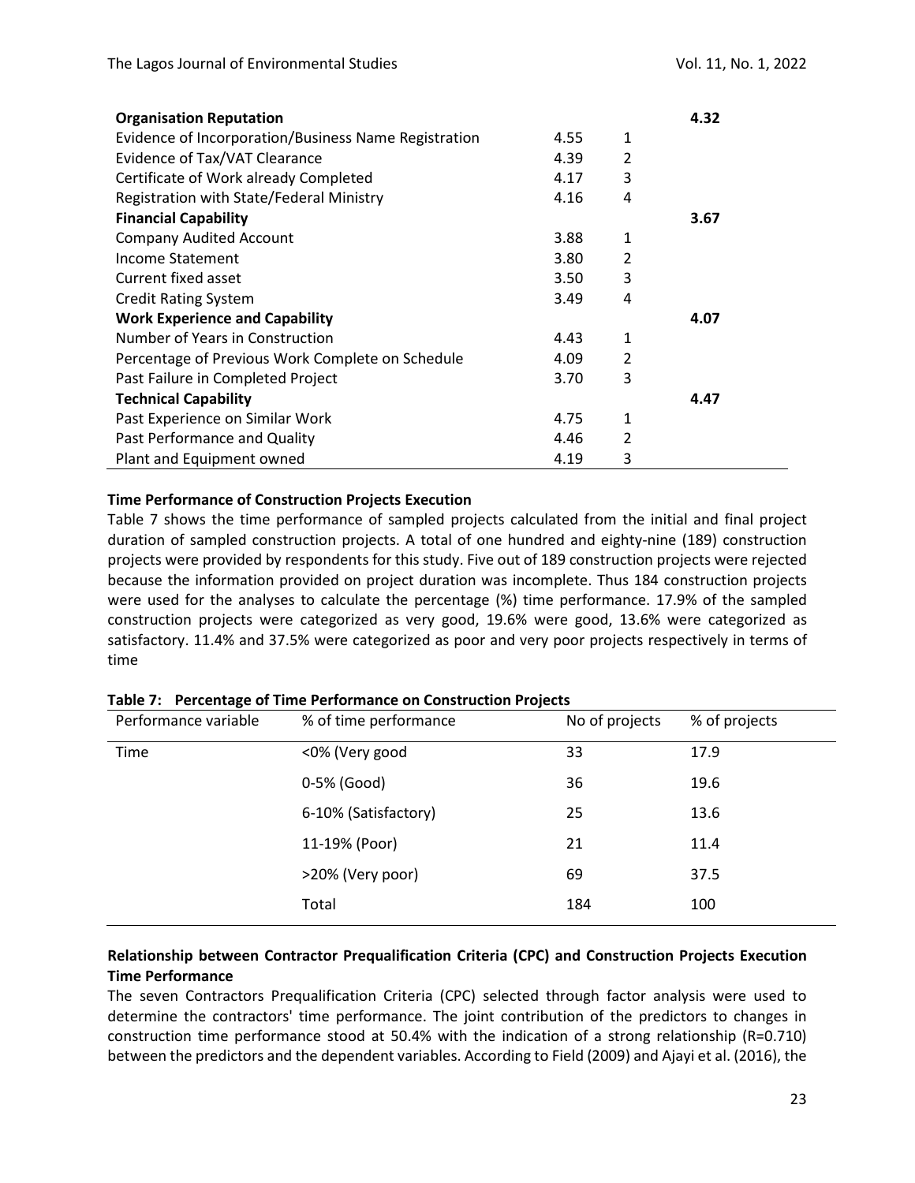| | | | |
|---|---|---|---|
| **Organisation Reputation** | | | **4.32** |
| Evidence of Incorporation/Business Name Registration | 4.55 | 1 | |
| Evidence of Tax/VAT Clearance | 4.39 | 2 | |
| Certificate of Work already Completed | 4.17 | 3 | |
| Registration with State/Federal Ministry | 4.16 | 4 | |
| **Financial Capability** | | | **3.67** |
| Company Audited Account | 3.88 | 1 | |
| Income Statement | 3.80 | 2 | |
| Current fixed asset | 3.50 | 3 | |
| Credit Rating System | 3.49 | 4 | |
| **Work Experience and Capability** | | | **4.07** |
| Number of Years in Construction | 4.43 | 1 | |
| Percentage of Previous Work Complete on Schedule | 4.09 | 2 | |
| Past Failure in Completed Project | 3.70 | 3 | |
| **Technical Capability** | | | **4.47** |
| Past Experience on Similar Work | 4.75 | 1 | |
| Past Performance and Quality | 4.46 | 2 | |
| Plant and Equipment owned | 4.19 | 3 | |

**Time Performance of Construction Projects Execution**

Table 7 shows the time performance of sampled projects calculated from the initial and final project duration of sampled construction projects. A total of one hundred and eighty-nine (189) construction projects were provided by respondents for this study. Five out of 189 construction projects were rejected because the information provided on project duration was incomplete. Thus 184 construction projects were used for the analyses to calculate the percentage (%) time performance. 17.9% of the sampled construction projects were categorized as very good, 19.6% were good, 13.6% were categorized as satisfactory. 11.4% and 37.5% were categorized as poor and very poor projects respectively in terms of time

**Table 7: Percentage of Time Performance on Construction Projects**

| Performance variable | % of time performance | No of projects | % of projects |
|---|---|---|---|
| Time | <0% (Very good | 33 | 17.9 |
| | 0-5% (Good) | 36 | 19.6 |
| | 6-10% (Satisfactory) | 25 | 13.6 |
| | 11-19% (Poor) | 21 | 11.4 |
| | >20% (Very poor) | 69 | 37.5 |
| | Total | 184 | 100 |

**Relationship between Contractor Prequalification Criteria (CPC) and Construction Projects Execution Time Performance**

The seven Contractors Prequalification Criteria (CPC) selected through factor analysis were used to determine the contractors' time performance. The joint contribution of the predictors to changes in construction time performance stood at 50.4% with the indication of a strong relationship ($R=0.710$) between the predictors and the dependent variables. According to Field (2009) and Ajayi et al. (2016), the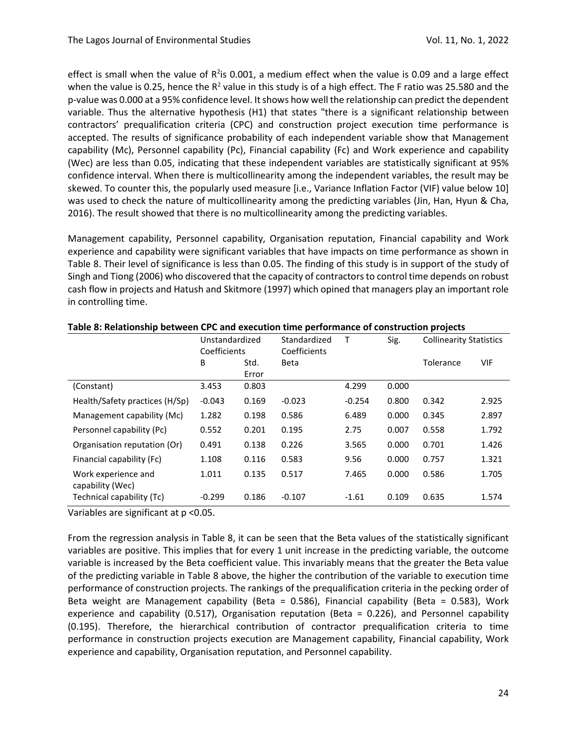effect is small when the value of $R^2$is 0.001, a medium effect when the value is 0.09 and a large effect when the value is 0.25, hence the $R^2$ value in this study is of a high effect. The F ratio was 25.580 and the p-value was 0.000 at a 95% confidence level. It shows how well the relationship can predict the dependent variable. Thus the alternative hypothesis (H1) that states "there is a significant relationship between contractors' prequalification criteria (CPC) and construction project execution time performance is accepted. The results of significance probability of each independent variable show that Management capability (Mc), Personnel capability (Pc), Financial capability (Fc) and Work experience and capability (Wec) are less than 0.05, indicating that these independent variables are statistically significant at 95% confidence interval. When there is multicollinearity among the independent variables, the result may be skewed. To counter this, the popularly used measure [i.e., Variance Inflation Factor (VIF) value below 10] was used to check the nature of multicollinearity among the predicting variables (Jin, Han, Hyun & Cha, 2016). The result showed that there is no multicollinearity among the predicting variables.

Management capability, Personnel capability, Organisation reputation, Financial capability and Work experience and capability were significant variables that have impacts on time performance as shown in Table 8. Their level of significance is less than 0.05. The finding of this study is in support of the study of Singh and Tiong (2006) who discovered that the capacity of contractors to control time depends on robust cash flow in projects and Hatush and Skitmore (1997) which opined that managers play an important role in controlling time.

**Table 8: Relationship between CPC and execution time performance of construction projects**

| | Unstandardized Coefficients | | Standardized Coefficients | T | Sig. | Collinearity Statistics | |
|---|---|---|---|---|---|---|---|
| | B | Std. Error | Beta | | | Tolerance | VIF |
| (Constant) | 3.453 | 0.803 | | 4.299 | 0.000 | | |
| Health/Safety practices (H/Sp) | -0.043 | 0.169 | -0.023 | -0.254 | 0.800 | 0.342 | 2.925 |
| Management capability (Mc) | 1.282 | 0.198 | 0.586 | 6.489 | 0.000 | 0.345 | 2.897 |
| Personnel capability (Pc) | 0.552 | 0.201 | 0.195 | 2.75 | 0.007 | 0.558 | 1.792 |
| Organisation reputation (Or) | 0.491 | 0.138 | 0.226 | 3.565 | 0.000 | 0.701 | 1.426 |
| Financial capability (Fc) | 1.108 | 0.116 | 0.583 | 9.56 | 0.000 | 0.757 | 1.321 |
| Work experience and capability (Wec) | 1.011 | 0.135 | 0.517 | 7.465 | 0.000 | 0.586 | 1.705 |
| Technical capability (Tc) | -0.299 | 0.186 | -0.107 | -1.61 | 0.109 | 0.635 | 1.574 |

Variables are significant at $p < 0.05$.

From the regression analysis in Table 8, it can be seen that the Beta values of the statistically significant variables are positive. This implies that for every 1 unit increase in the predicting variable, the outcome variable is increased by the Beta coefficient value. This invariably means that the greater the Beta value of the predicting variable in Table 8 above, the higher the contribution of the variable to execution time performance of construction projects. The rankings of the prequalification criteria in the pecking order of Beta weight are Management capability (Beta = 0.586), Financial capability (Beta = 0.583), Work experience and capability (0.517), Organisation reputation (Beta = 0.226), and Personnel capability (0.195). Therefore, the hierarchical contribution of contractor prequalification criteria to time performance in construction projects execution are Management capability, Financial capability, Work experience and capability, Organisation reputation, and Personnel capability.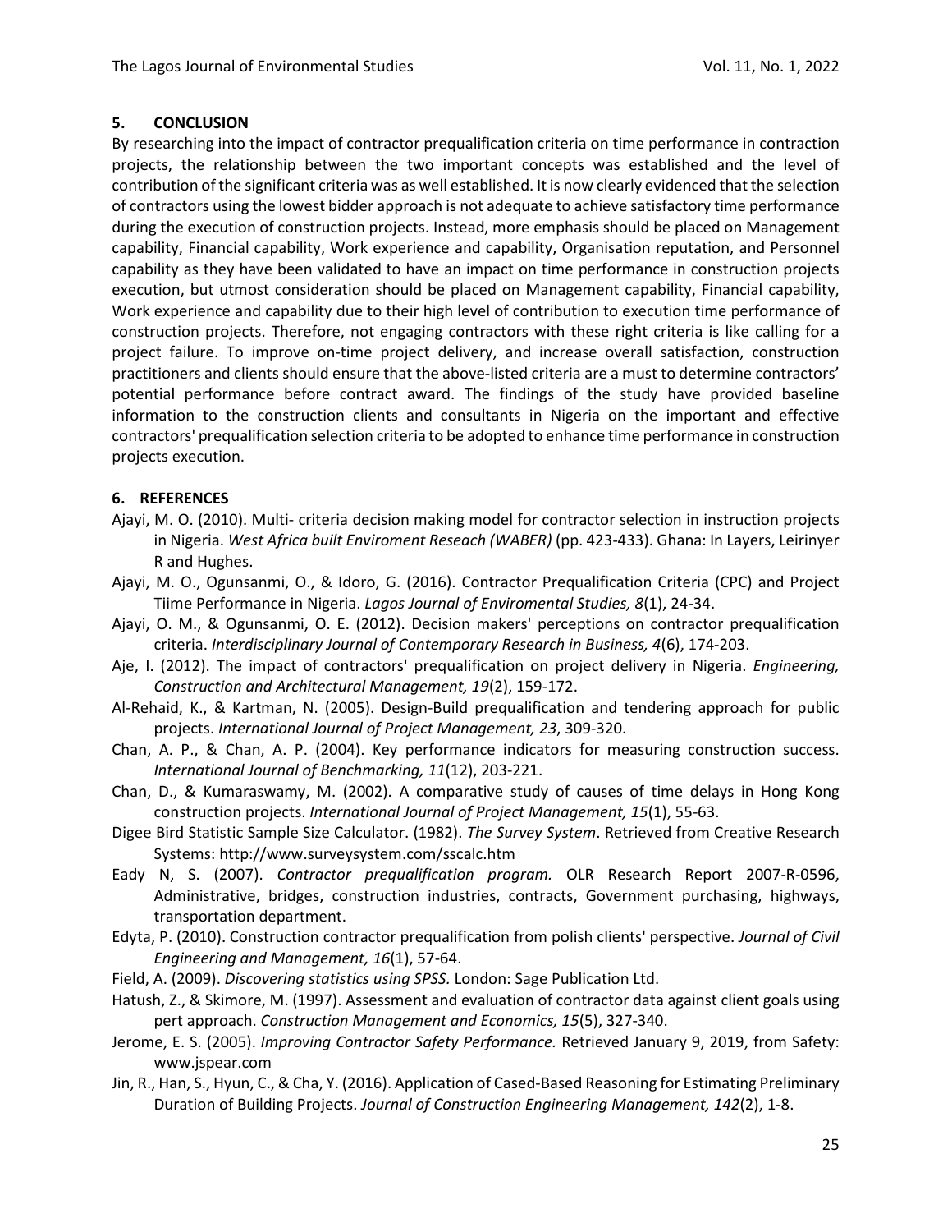## 5. CONCLUSION

By researching into the impact of contractor prequalification criteria on time performance in contraction projects, the relationship between the two important concepts was established and the level of contribution of the significant criteria was as well established. It is now clearly evidenced that the selection of contractors using the lowest bidder approach is not adequate to achieve satisfactory time performance during the execution of construction projects. Instead, more emphasis should be placed on Management capability, Financial capability, Work experience and capability, Organisation reputation, and Personnel capability as they have been validated to have an impact on time performance in construction projects execution, but utmost consideration should be placed on Management capability, Financial capability, Work experience and capability due to their high level of contribution to execution time performance of construction projects. Therefore, not engaging contractors with these right criteria is like calling for a project failure. To improve on-time project delivery, and increase overall satisfaction, construction practitioners and clients should ensure that the above-listed criteria are a must to determine contractors' potential performance before contract award. The findings of the study have provided baseline information to the construction clients and consultants in Nigeria on the important and effective contractors' prequalification selection criteria to be adopted to enhance time performance in construction projects execution.

## 6. REFERENCES

Ajayi, M. O. (2010). Multi- criteria decision making model for contractor selection in instruction projects in Nigeria. *West Africa built Enviroment Reseach (WABER)* (pp. 423-433). Ghana: In Layers, Leirinyer R and Hughes.

Ajayi, M. O., Ogunsanmi, O., & Idoro, G. (2016). Contractor Prequalification Criteria (CPC) and Project Tiime Performance in Nigeria. *Lagos Journal of Enviromental Studies, 8*(1), 24-34.

Ajayi, O. M., & Ogunsanmi, O. E. (2012). Decision makers' perceptions on contractor prequalification criteria. *Interdisciplinary Journal of Contemporary Research in Business, 4*(6), 174-203.

Aje, I. (2012). The impact of contractors' prequalification on project delivery in Nigeria. *Engineering, Construction and Architectural Management, 19*(2), 159-172.

Al-Rehaid, K., & Kartman, N. (2005). Design-Build prequalification and tendering approach for public projects. *International Journal of Project Management, 23*, 309-320.

Chan, A. P., & Chan, A. P. (2004). Key performance indicators for measuring construction success. *International Journal of Benchmarking, 11*(12), 203-221.

Chan, D., & Kumaraswamy, M. (2002). A comparative study of causes of time delays in Hong Kong construction projects. *International Journal of Project Management, 15*(1), 55-63.

Digee Bird Statistic Sample Size Calculator. (1982). *The Survey System*. Retrieved from Creative Research Systems: http://www.surveysystem.com/sscalc.htm

Eady N, S. (2007). *Contractor prequalification program.* OLR Research Report 2007-R-0596, Administrative, bridges, construction industries, contracts, Government purchasing, highways, transportation department.

Edyta, P. (2010). Construction contractor prequalification from polish clients' perspective. *Journal of Civil Engineering and Management, 16*(1), 57-64.

Field, A. (2009). *Discovering statistics using SPSS.* London: Sage Publication Ltd.

Hatush, Z., & Skimore, M. (1997). Assessment and evaluation of contractor data against client goals using pert approach. *Construction Management and Economics, 15*(5), 327-340.

Jerome, E. S. (2005). *Improving Contractor Safety Performance.* Retrieved January 9, 2019, from Safety: www.jspear.com

Jin, R., Han, S., Hyun, C., & Cha, Y. (2016). Application of Cased-Based Reasoning for Estimating Preliminary Duration of Building Projects. *Journal of Construction Engineering Management, 142*(2), 1-8.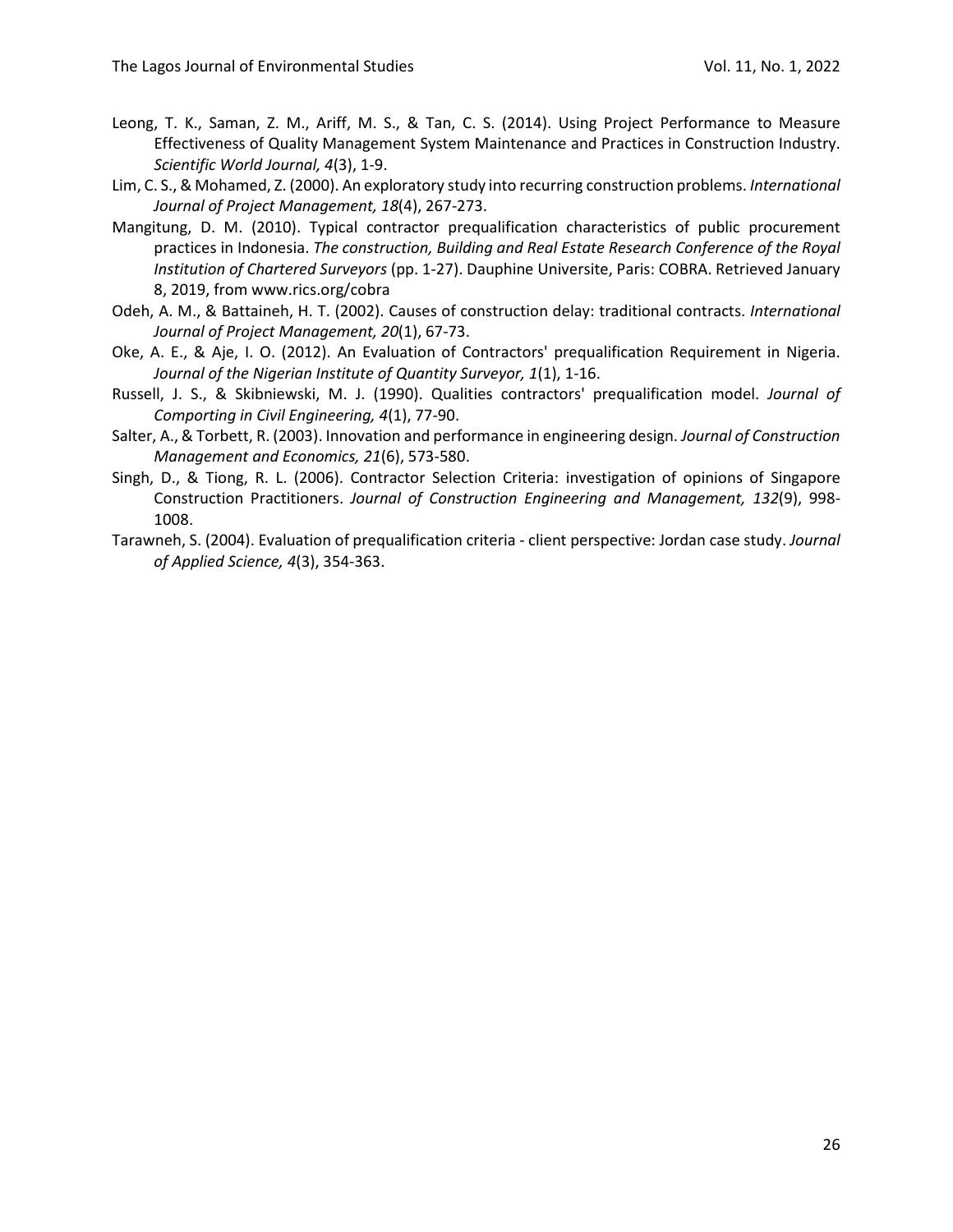Leong, T. K., Saman, Z. M., Ariff, M. S., & Tan, C. S. (2014). Using Project Performance to Measure Effectiveness of Quality Management System Maintenance and Practices in Construction Industry. *Scientific World Journal, 4*(3), 1-9.

Lim, C. S., & Mohamed, Z. (2000). An exploratory study into recurring construction problems. *International Journal of Project Management, 18*(4), 267-273.

Mangitung, D. M. (2010). Typical contractor prequalification characteristics of public procurement practices in Indonesia. *The construction, Building and Real Estate Research Conference of the Royal Institution of Chartered Surveyors* (pp. 1-27). Dauphine Universite, Paris: COBRA. Retrieved January 8, 2019, from www.rics.org/cobra

Odeh, A. M., & Battaineh, H. T. (2002). Causes of construction delay: traditional contracts. *International Journal of Project Management, 20*(1), 67-73.

Oke, A. E., & Aje, I. O. (2012). An Evaluation of Contractors' prequalification Requirement in Nigeria. *Journal of the Nigerian Institute of Quantity Surveyor, 1*(1), 1-16.

Russell, J. S., & Skibniewski, M. J. (1990). Qualities contractors' prequalification model. *Journal of Comporting in Civil Engineering, 4*(1), 77-90.

Salter, A., & Torbett, R. (2003). Innovation and performance in engineering design. *Journal of Construction Management and Economics, 21*(6), 573-580.

Singh, D., & Tiong, R. L. (2006). Contractor Selection Criteria: investigation of opinions of Singapore Construction Practitioners. *Journal of Construction Engineering and Management, 132*(9), 998-1008.

Tarawneh, S. (2004). Evaluation of prequalification criteria - client perspective: Jordan case study. *Journal of Applied Science, 4*(3), 354-363.